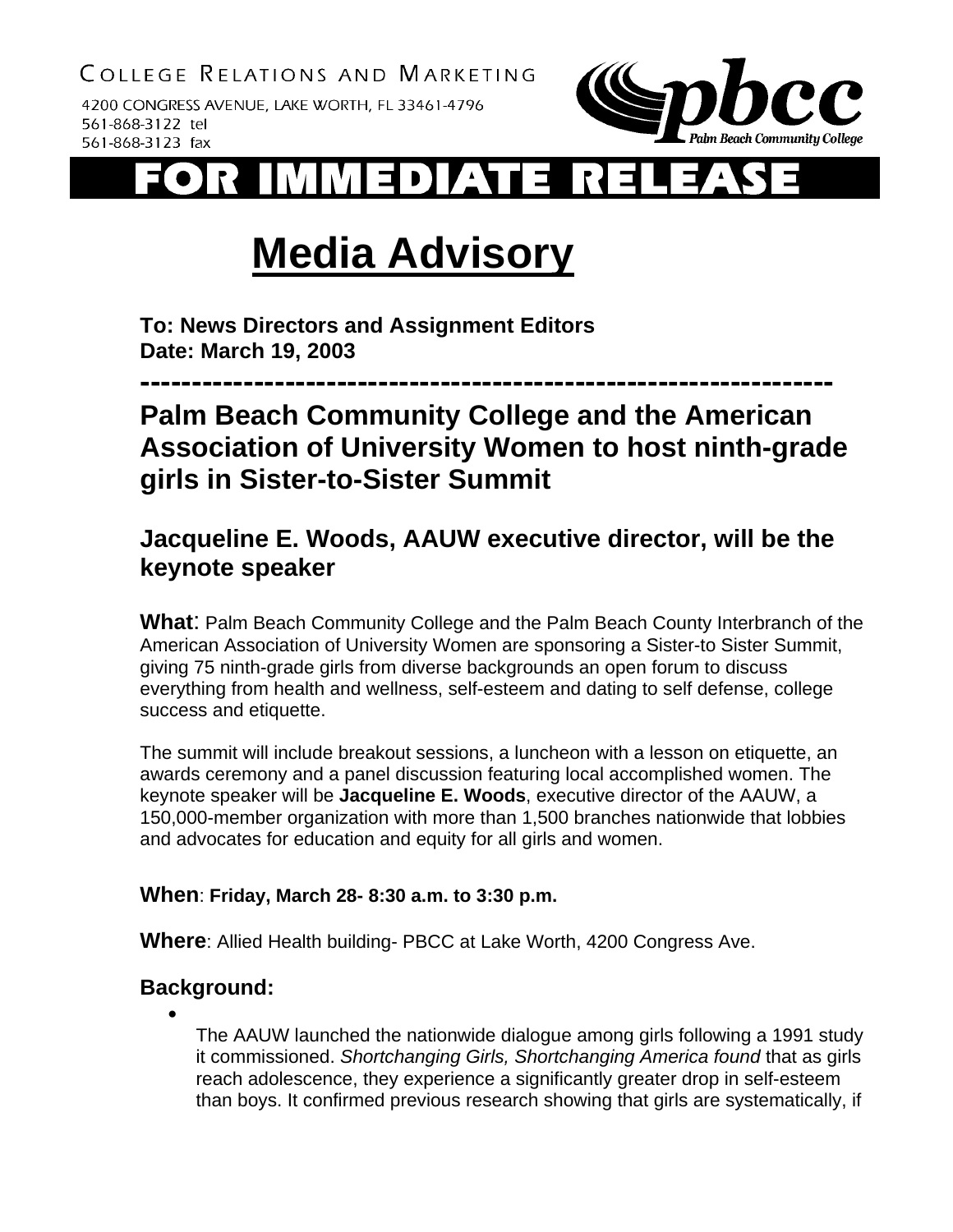COLLEGE RELATIONS AND MARKETING

4200 CONGRESS AVENUE, LAKE WORTH, FL 33461-4796
561-868-3122 tel
561-868-3123 fax

pbcc Palm Beach Community College

# FOR IMMEDIATE RELEASE

# Media Advisory

**To: News Directors and Assignment Editors**
**Date: March 19, 2003**

---------------------------------------------------------------------

## Palm Beach Community College and the American Association of University Women to host ninth-grade girls in Sister-to-Sister Summit

### Jacqueline E. Woods, AAUW executive director, will be the keynote speaker

**What**: Palm Beach Community College and the Palm Beach County Interbranch of the American Association of University Women are sponsoring a Sister-to Sister Summit, giving 75 ninth-grade girls from diverse backgrounds an open forum to discuss everything from health and wellness, self-esteem and dating to self defense, college success and etiquette.

The summit will include breakout sessions, a luncheon with a lesson on etiquette, an awards ceremony and a panel discussion featuring local accomplished women. The keynote speaker will be **Jacqueline E. Woods**, executive director of the AAUW, a 150,000-member organization with more than 1,500 branches nationwide that lobbies and advocates for education and equity for all girls and women.

**When**: **Friday, March 28- 8:30 a.m. to 3:30 p.m.**

**Where**: Allied Health building- PBCC at Lake Worth, 4200 Congress Ave.

### Background:

- The AAUW launched the nationwide dialogue among girls following a 1991 study it commissioned. *Shortchanging Girls, Shortchanging America found* that as girls reach adolescence, they experience a significantly greater drop in self-esteem than boys. It confirmed previous research showing that girls are systematically, if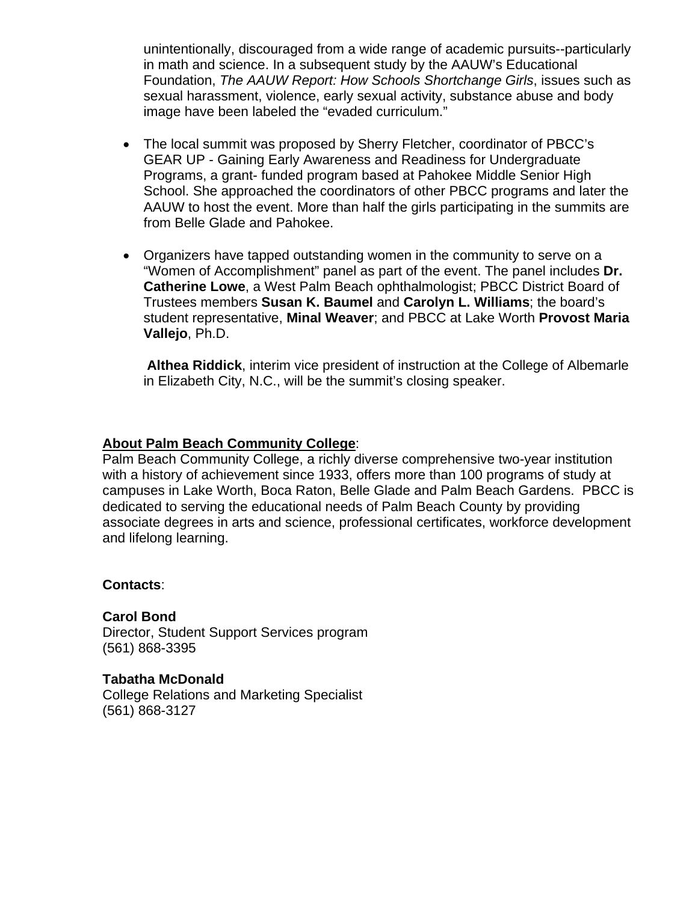unintentionally, discouraged from a wide range of academic pursuits--particularly in math and science. In a subsequent study by the AAUW's Educational Foundation, *The AAUW Report: How Schools Shortchange Girls*, issues such as sexual harassment, violence, early sexual activity, substance abuse and body image have been labeled the "evaded curriculum."

- The local summit was proposed by Sherry Fletcher, coordinator of PBCC's GEAR UP - Gaining Early Awareness and Readiness for Undergraduate Programs, a grant- funded program based at Pahokee Middle Senior High School. She approached the coordinators of other PBCC programs and later the AAUW to host the event. More than half the girls participating in the summits are from Belle Glade and Pahokee.

- Organizers have tapped outstanding women in the community to serve on a "Women of Accomplishment" panel as part of the event. The panel includes **Dr. Catherine Lowe**, a West Palm Beach ophthalmologist; PBCC District Board of Trustees members **Susan K. Baumel** and **Carolyn L. Williams**; the board's student representative, **Minal Weaver**; and PBCC at Lake Worth **Provost Maria Vallejo**, Ph.D.

  **Althea Riddick**, interim vice president of instruction at the College of Albemarle in Elizabeth City, N.C., will be the summit's closing speaker.

**About Palm Beach Community College**:
Palm Beach Community College, a richly diverse comprehensive two-year institution with a history of achievement since 1933, offers more than 100 programs of study at campuses in Lake Worth, Boca Raton, Belle Glade and Palm Beach Gardens. PBCC is dedicated to serving the educational needs of Palm Beach County by providing associate degrees in arts and science, professional certificates, workforce development and lifelong learning.

**Contacts**:

**Carol Bond**
Director, Student Support Services program
(561) 868-3395

**Tabatha McDonald**
College Relations and Marketing Specialist
(561) 868-3127